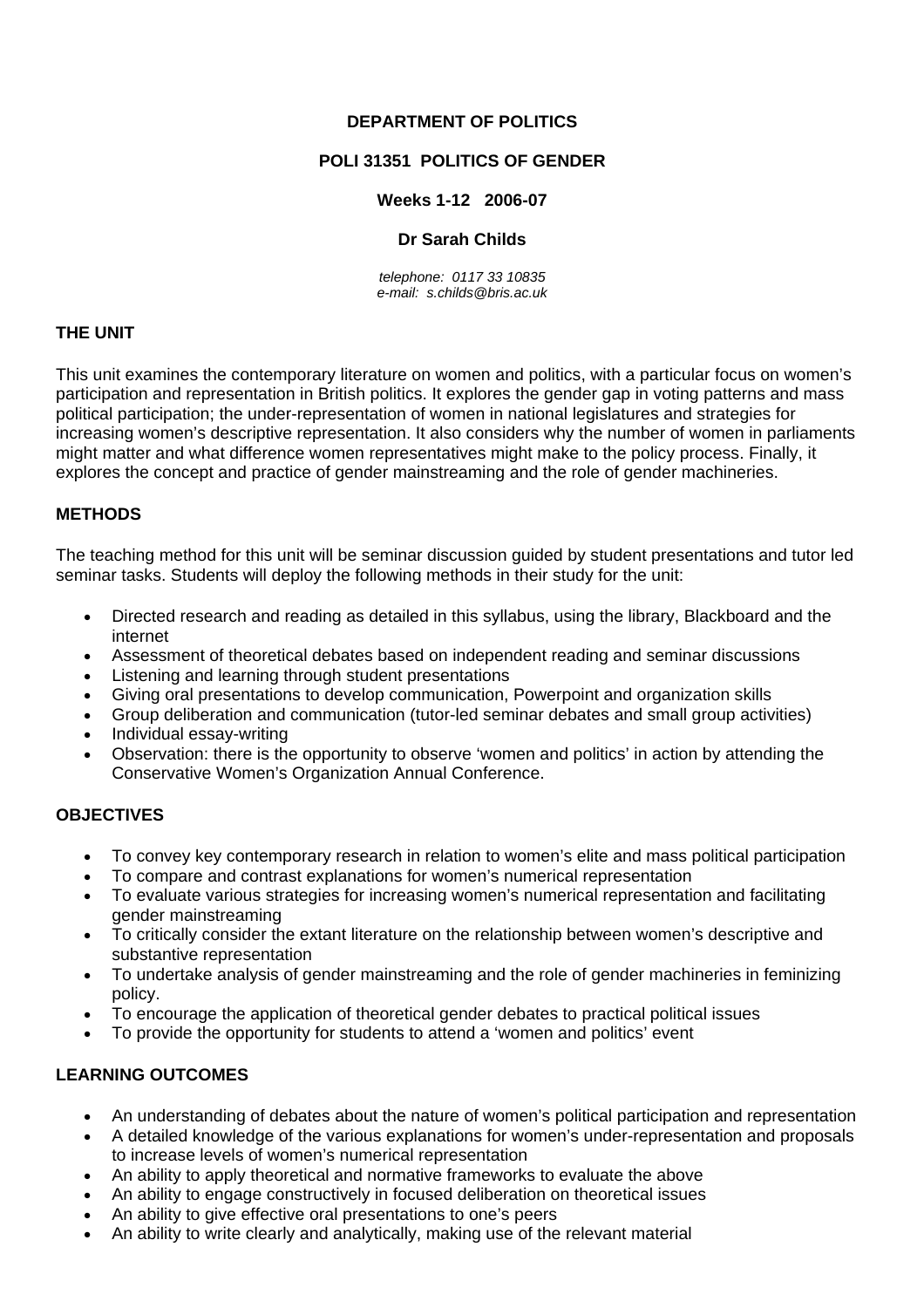**DEPARTMENT OF POLITICS**

**POLI 31351 POLITICS OF GENDER**

**Weeks 1-12 2006-07**

**Dr Sarah Childs**

*telephone: 0117 33 10835*
*e-mail: s.childs@bris.ac.uk*

## THE UNIT

This unit examines the contemporary literature on women and politics, with a particular focus on women's participation and representation in British politics. It explores the gender gap in voting patterns and mass political participation; the under-representation of women in national legislatures and strategies for increasing women's descriptive representation. It also considers why the number of women in parliaments might matter and what difference women representatives might make to the policy process. Finally, it explores the concept and practice of gender mainstreaming and the role of gender machineries.

## METHODS

The teaching method for this unit will be seminar discussion guided by student presentations and tutor led seminar tasks. Students will deploy the following methods in their study for the unit:

- Directed research and reading as detailed in this syllabus, using the library, Blackboard and the internet
- Assessment of theoretical debates based on independent reading and seminar discussions
- Listening and learning through student presentations
- Giving oral presentations to develop communication, Powerpoint and organization skills
- Group deliberation and communication (tutor-led seminar debates and small group activities)
- Individual essay-writing
- Observation: there is the opportunity to observe 'women and politics' in action by attending the Conservative Women's Organization Annual Conference.

## OBJECTIVES

- To convey key contemporary research in relation to women's elite and mass political participation
- To compare and contrast explanations for women's numerical representation
- To evaluate various strategies for increasing women's numerical representation and facilitating gender mainstreaming
- To critically consider the extant literature on the relationship between women's descriptive and substantive representation
- To undertake analysis of gender mainstreaming and the role of gender machineries in feminizing policy.
- To encourage the application of theoretical gender debates to practical political issues
- To provide the opportunity for students to attend a 'women and politics' event

## LEARNING OUTCOMES

- An understanding of debates about the nature of women's political participation and representation
- A detailed knowledge of the various explanations for women's under-representation and proposals to increase levels of women's numerical representation
- An ability to apply theoretical and normative frameworks to evaluate the above
- An ability to engage constructively in focused deliberation on theoretical issues
- An ability to give effective oral presentations to one's peers
- An ability to write clearly and analytically, making use of the relevant material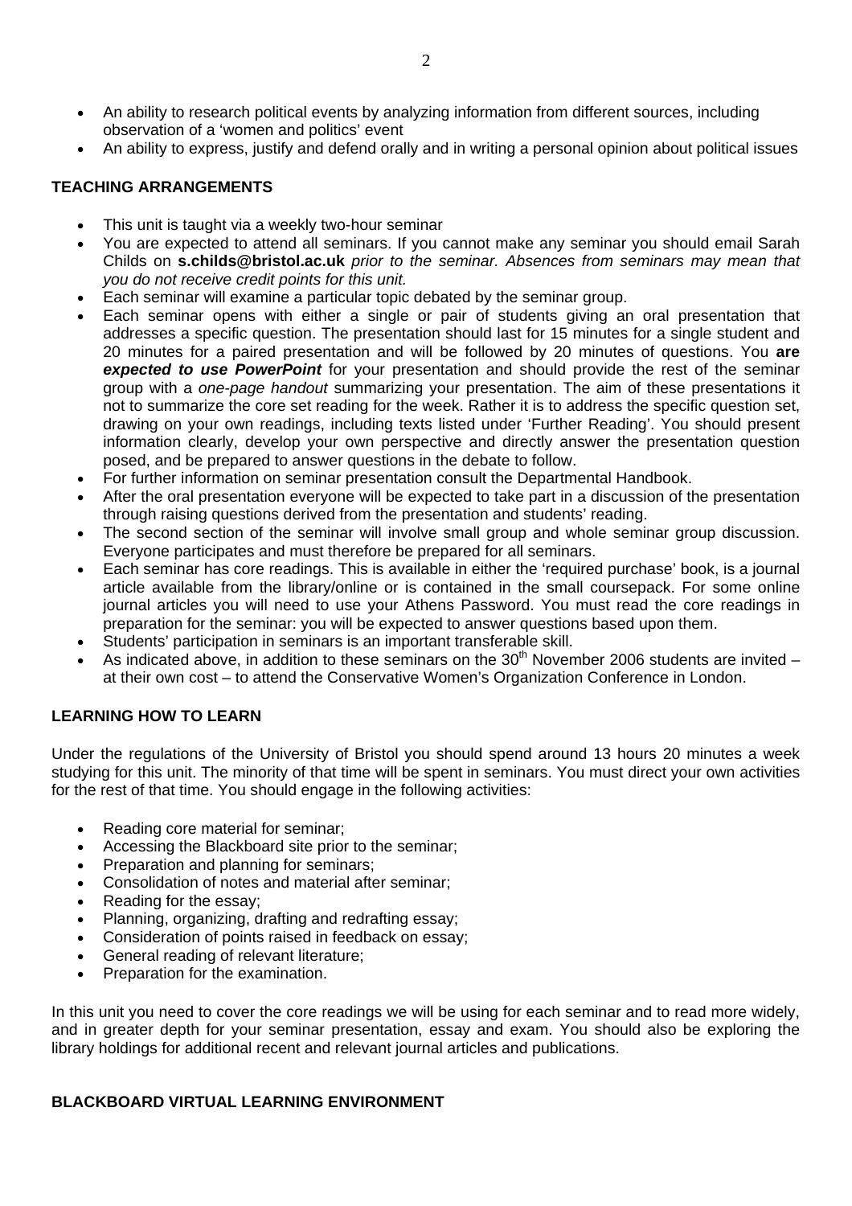- An ability to research political events by analyzing information from different sources, including observation of a 'women and politics' event
- An ability to express, justify and defend orally and in writing a personal opinion about political issues

## TEACHING ARRANGEMENTS

- This unit is taught via a weekly two-hour seminar
- You are expected to attend all seminars. If you cannot make any seminar you should email Sarah Childs on **s.childs@bristol.ac.uk** *prior to the seminar. Absences from seminars may mean that you do not receive credit points for this unit.*
- Each seminar will examine a particular topic debated by the seminar group.
- Each seminar opens with either a single or pair of students giving an oral presentation that addresses a specific question. The presentation should last for 15 minutes for a single student and 20 minutes for a paired presentation and will be followed by 20 minutes of questions. You **are *expected to use PowerPoint*** for your presentation and should provide the rest of the seminar group with a *one-page handout* summarizing your presentation. The aim of these presentations it not to summarize the core set reading for the week. Rather it is to address the specific question set, drawing on your own readings, including texts listed under 'Further Reading'. You should present information clearly, develop your own perspective and directly answer the presentation question posed, and be prepared to answer questions in the debate to follow.
- For further information on seminar presentation consult the Departmental Handbook.
- After the oral presentation everyone will be expected to take part in a discussion of the presentation through raising questions derived from the presentation and students' reading.
- The second section of the seminar will involve small group and whole seminar group discussion. Everyone participates and must therefore be prepared for all seminars.
- Each seminar has core readings. This is available in either the 'required purchase' book, is a journal article available from the library/online or is contained in the small coursepack. For some online journal articles you will need to use your Athens Password. You must read the core readings in preparation for the seminar: you will be expected to answer questions based upon them.
- Students' participation in seminars is an important transferable skill.
- As indicated above, in addition to these seminars on the 30th November 2006 students are invited – at their own cost – to attend the Conservative Women's Organization Conference in London.

## LEARNING HOW TO LEARN

Under the regulations of the University of Bristol you should spend around 13 hours 20 minutes a week studying for this unit. The minority of that time will be spent in seminars. You must direct your own activities for the rest of that time. You should engage in the following activities:

- Reading core material for seminar;
- Accessing the Blackboard site prior to the seminar;
- Preparation and planning for seminars;
- Consolidation of notes and material after seminar;
- Reading for the essay;
- Planning, organizing, drafting and redrafting essay;
- Consideration of points raised in feedback on essay;
- General reading of relevant literature;
- Preparation for the examination.

In this unit you need to cover the core readings we will be using for each seminar and to read more widely, and in greater depth for your seminar presentation, essay and exam. You should also be exploring the library holdings for additional recent and relevant journal articles and publications.

## BLACKBOARD VIRTUAL LEARNING ENVIRONMENT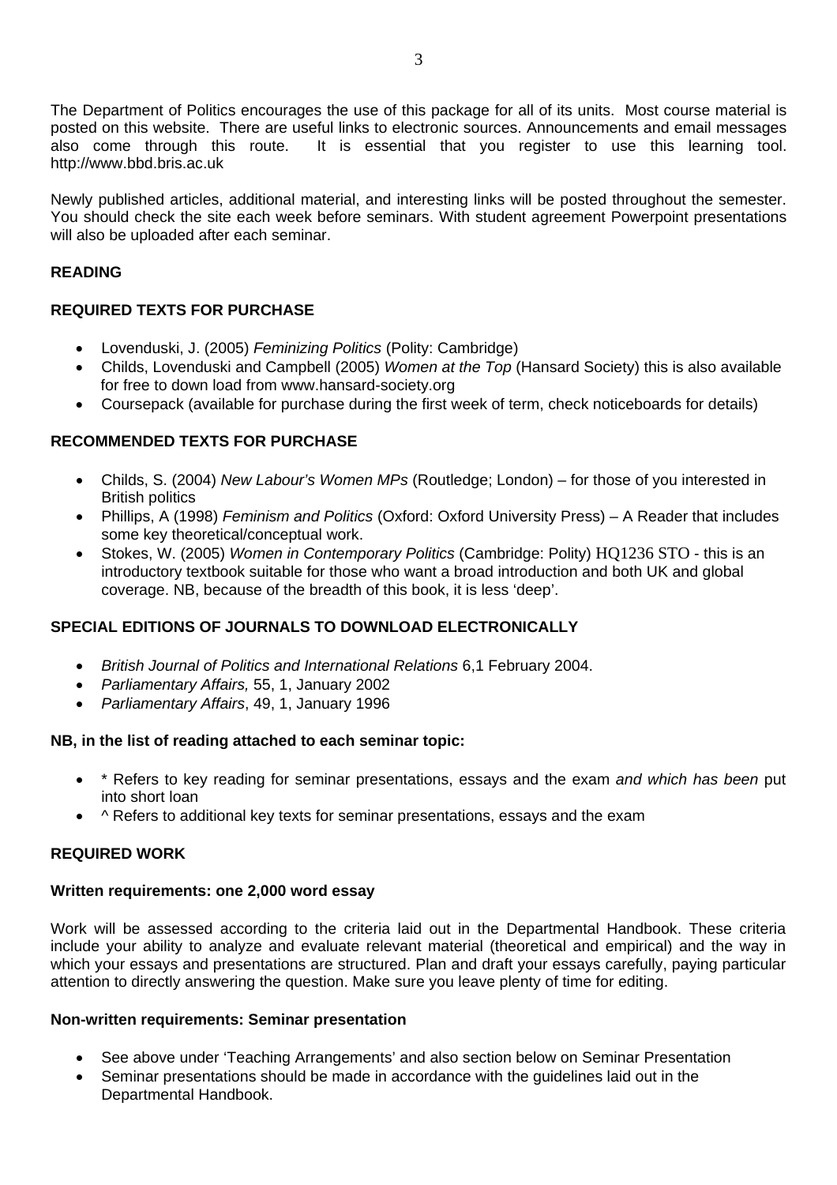The Department of Politics encourages the use of this package for all of its units. Most course material is posted on this website. There are useful links to electronic sources. Announcements and email messages also come through this route. It is essential that you register to use this learning tool. http://www.bbd.bris.ac.uk

Newly published articles, additional material, and interesting links will be posted throughout the semester. You should check the site each week before seminars. With student agreement Powerpoint presentations will also be uploaded after each seminar.

**READING**

**REQUIRED TEXTS FOR PURCHASE**

- Lovenduski, J. (2005) *Feminizing Politics* (Polity: Cambridge)
- Childs, Lovenduski and Campbell (2005) *Women at the Top* (Hansard Society) this is also available for free to down load from www.hansard-society.org
- Coursepack (available for purchase during the first week of term, check noticeboards for details)

**RECOMMENDED TEXTS FOR PURCHASE**

- Childs, S. (2004) *New Labour's Women MPs* (Routledge; London) – for those of you interested in British politics
- Phillips, A (1998) *Feminism and Politics* (Oxford: Oxford University Press) – A Reader that includes some key theoretical/conceptual work.
- Stokes, W. (2005) *Women in Contemporary Politics* (Cambridge: Polity) HQ1236 STO - this is an introductory textbook suitable for those who want a broad introduction and both UK and global coverage. NB, because of the breadth of this book, it is less 'deep'.

**SPECIAL EDITIONS OF JOURNALS TO DOWNLOAD ELECTRONICALLY**

- *British Journal of Politics and International Relations* 6,1 February 2004.
- *Parliamentary Affairs,* 55, 1, January 2002
- *Parliamentary Affairs*, 49, 1, January 1996

**NB, in the list of reading attached to each seminar topic:**

- * Refers to key reading for seminar presentations, essays and the exam *and which has been* put into short loan
- ^ Refers to additional key texts for seminar presentations, essays and the exam

**REQUIRED WORK**

**Written requirements: one 2,000 word essay**

Work will be assessed according to the criteria laid out in the Departmental Handbook. These criteria include your ability to analyze and evaluate relevant material (theoretical and empirical) and the way in which your essays and presentations are structured. Plan and draft your essays carefully, paying particular attention to directly answering the question. Make sure you leave plenty of time for editing.

**Non-written requirements: Seminar presentation**

- See above under 'Teaching Arrangements' and also section below on Seminar Presentation
- Seminar presentations should be made in accordance with the guidelines laid out in the Departmental Handbook.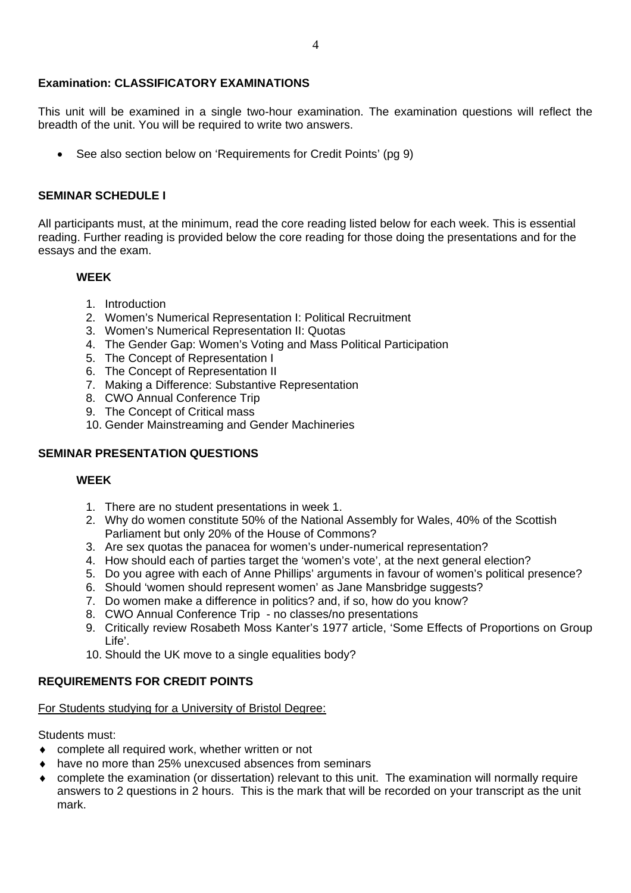**Examination: CLASSIFICATORY EXAMINATIONS**

This unit will be examined in a single two-hour examination. The examination questions will reflect the breadth of the unit. You will be required to write two answers.

- See also section below on 'Requirements for Credit Points' (pg 9)

**SEMINAR SCHEDULE I**

All participants must, at the minimum, read the core reading listed below for each week. This is essential reading. Further reading is provided below the core reading for those doing the presentations and for the essays and the exam.

**WEEK**

1. Introduction
2. Women's Numerical Representation I: Political Recruitment
3. Women's Numerical Representation II: Quotas
4. The Gender Gap: Women's Voting and Mass Political Participation
5. The Concept of Representation I
6. The Concept of Representation II
7. Making a Difference: Substantive Representation
8. CWO Annual Conference Trip
9. The Concept of Critical mass
10. Gender Mainstreaming and Gender Machineries

**SEMINAR PRESENTATION QUESTIONS**

**WEEK**

1. There are no student presentations in week 1.
2. Why do women constitute 50% of the National Assembly for Wales, 40% of the Scottish Parliament but only 20% of the House of Commons?
3. Are sex quotas the panacea for women's under-numerical representation?
4. How should each of parties target the 'women's vote', at the next general election?
5. Do you agree with each of Anne Phillips' arguments in favour of women's political presence?
6. Should 'women should represent women' as Jane Mansbridge suggests?
7. Do women make a difference in politics? and, if so, how do you know?
8. CWO Annual Conference Trip - no classes/no presentations
9. Critically review Rosabeth Moss Kanter's 1977 article, 'Some Effects of Proportions on Group Life'.
10. Should the UK move to a single equalities body?

**REQUIREMENTS FOR CREDIT POINTS**

<u>For Students studying for a University of Bristol Degree:</u>

Students must:

- complete all required work, whether written or not
- have no more than 25% unexcused absences from seminars
- complete the examination (or dissertation) relevant to this unit. The examination will normally require answers to 2 questions in 2 hours. This is the mark that will be recorded on your transcript as the unit mark.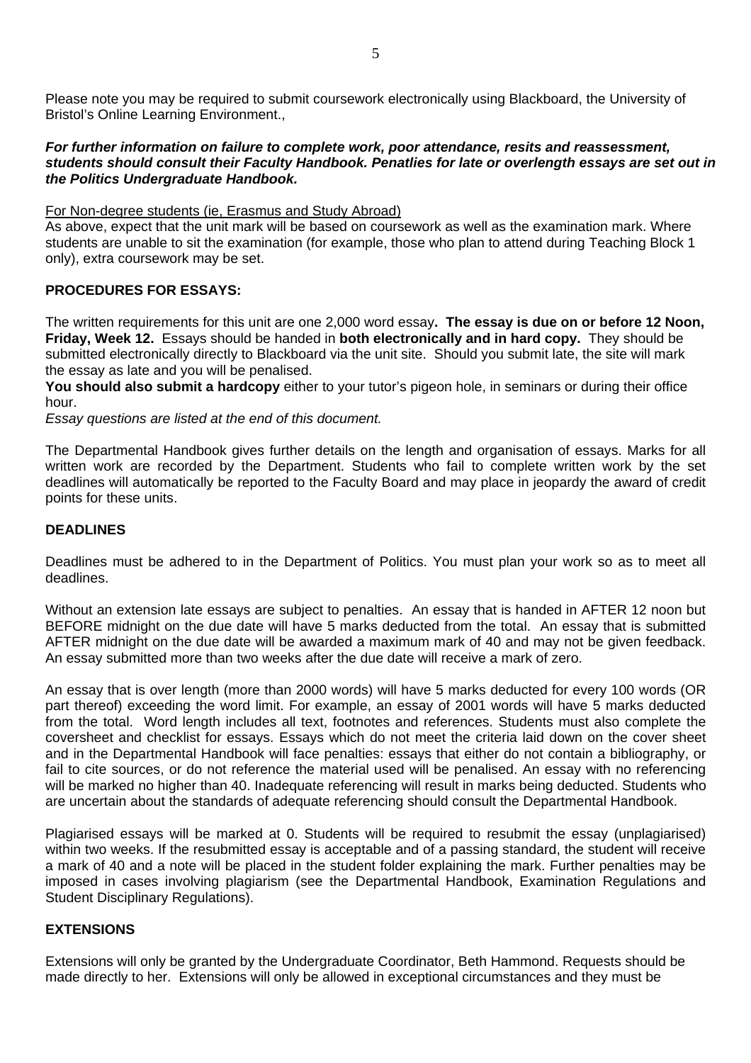Please note you may be required to submit coursework electronically using Blackboard, the University of Bristol's Online Learning Environment.,

***For further information on failure to complete work, poor attendance, resits and reassessment, students should consult their Faculty Handbook. Penatlies for late or overlength essays are set out in the Politics Undergraduate Handbook.***

For Non-degree students (ie, Erasmus and Study Abroad)

As above, expect that the unit mark will be based on coursework as well as the examination mark. Where students are unable to sit the examination (for example, those who plan to attend during Teaching Block 1 only), extra coursework may be set.

**PROCEDURES FOR ESSAYS:**

The written requirements for this unit are one 2,000 word essay**. The essay is due on or before 12 Noon, Friday, Week 12.** Essays should be handed in **both electronically and in hard copy.** They should be submitted electronically directly to Blackboard via the unit site. Should you submit late, the site will mark the essay as late and you will be penalised.

**You should also submit a hardcopy** either to your tutor's pigeon hole, in seminars or during their office hour.

*Essay questions are listed at the end of this document.*

The Departmental Handbook gives further details on the length and organisation of essays. Marks for all written work are recorded by the Department. Students who fail to complete written work by the set deadlines will automatically be reported to the Faculty Board and may place in jeopardy the award of credit points for these units.

**DEADLINES**

Deadlines must be adhered to in the Department of Politics. You must plan your work so as to meet all deadlines.

Without an extension late essays are subject to penalties. An essay that is handed in AFTER 12 noon but BEFORE midnight on the due date will have 5 marks deducted from the total. An essay that is submitted AFTER midnight on the due date will be awarded a maximum mark of 40 and may not be given feedback. An essay submitted more than two weeks after the due date will receive a mark of zero.

An essay that is over length (more than 2000 words) will have 5 marks deducted for every 100 words (OR part thereof) exceeding the word limit. For example, an essay of 2001 words will have 5 marks deducted from the total. Word length includes all text, footnotes and references. Students must also complete the coversheet and checklist for essays. Essays which do not meet the criteria laid down on the cover sheet and in the Departmental Handbook will face penalties: essays that either do not contain a bibliography, or fail to cite sources, or do not reference the material used will be penalised. An essay with no referencing will be marked no higher than 40. Inadequate referencing will result in marks being deducted. Students who are uncertain about the standards of adequate referencing should consult the Departmental Handbook.

Plagiarised essays will be marked at 0. Students will be required to resubmit the essay (unplagiarised) within two weeks. If the resubmitted essay is acceptable and of a passing standard, the student will receive a mark of 40 and a note will be placed in the student folder explaining the mark. Further penalties may be imposed in cases involving plagiarism (see the Departmental Handbook, Examination Regulations and Student Disciplinary Regulations).

**EXTENSIONS**

Extensions will only be granted by the Undergraduate Coordinator, Beth Hammond. Requests should be made directly to her. Extensions will only be allowed in exceptional circumstances and they must be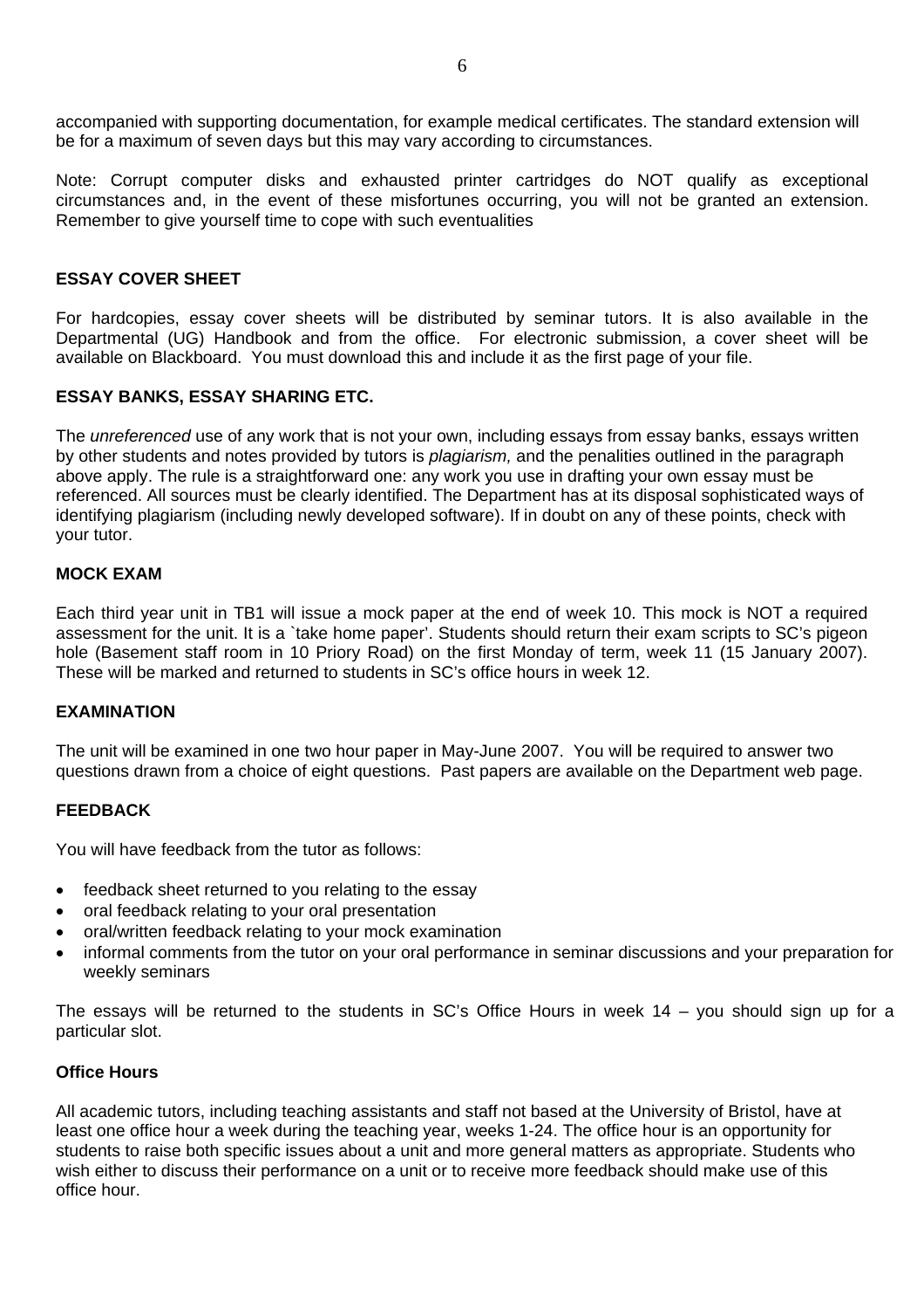accompanied with supporting documentation, for example medical certificates. The standard extension will be for a maximum of seven days but this may vary according to circumstances.

Note: Corrupt computer disks and exhausted printer cartridges do NOT qualify as exceptional circumstances and, in the event of these misfortunes occurring, you will not be granted an extension. Remember to give yourself time to cope with such eventualities

## ESSAY COVER SHEET

For hardcopies, essay cover sheets will be distributed by seminar tutors. It is also available in the Departmental (UG) Handbook and from the office. For electronic submission, a cover sheet will be available on Blackboard. You must download this and include it as the first page of your file.

## ESSAY BANKS, ESSAY SHARING ETC.

The *unreferenced* use of any work that is not your own, including essays from essay banks, essays written by other students and notes provided by tutors is *plagiarism,* and the penalities outlined in the paragraph above apply. The rule is a straightforward one: any work you use in drafting your own essay must be referenced. All sources must be clearly identified. The Department has at its disposal sophisticated ways of identifying plagiarism (including newly developed software). If in doubt on any of these points, check with your tutor.

## MOCK EXAM

Each third year unit in TB1 will issue a mock paper at the end of week 10. This mock is NOT a required assessment for the unit. It is a `take home paper'. Students should return their exam scripts to SC's pigeon hole (Basement staff room in 10 Priory Road) on the first Monday of term, week 11 (15 January 2007). These will be marked and returned to students in SC's office hours in week 12.

## EXAMINATION

The unit will be examined in one two hour paper in May-June 2007. You will be required to answer two questions drawn from a choice of eight questions. Past papers are available on the Department web page.

## FEEDBACK

You will have feedback from the tutor as follows:

- feedback sheet returned to you relating to the essay
- oral feedback relating to your oral presentation
- oral/written feedback relating to your mock examination
- informal comments from the tutor on your oral performance in seminar discussions and your preparation for weekly seminars

The essays will be returned to the students in SC's Office Hours in week 14 – you should sign up for a particular slot.

### Office Hours

All academic tutors, including teaching assistants and staff not based at the University of Bristol, have at least one office hour a week during the teaching year, weeks 1-24. The office hour is an opportunity for students to raise both specific issues about a unit and more general matters as appropriate. Students who wish either to discuss their performance on a unit or to receive more feedback should make use of this office hour.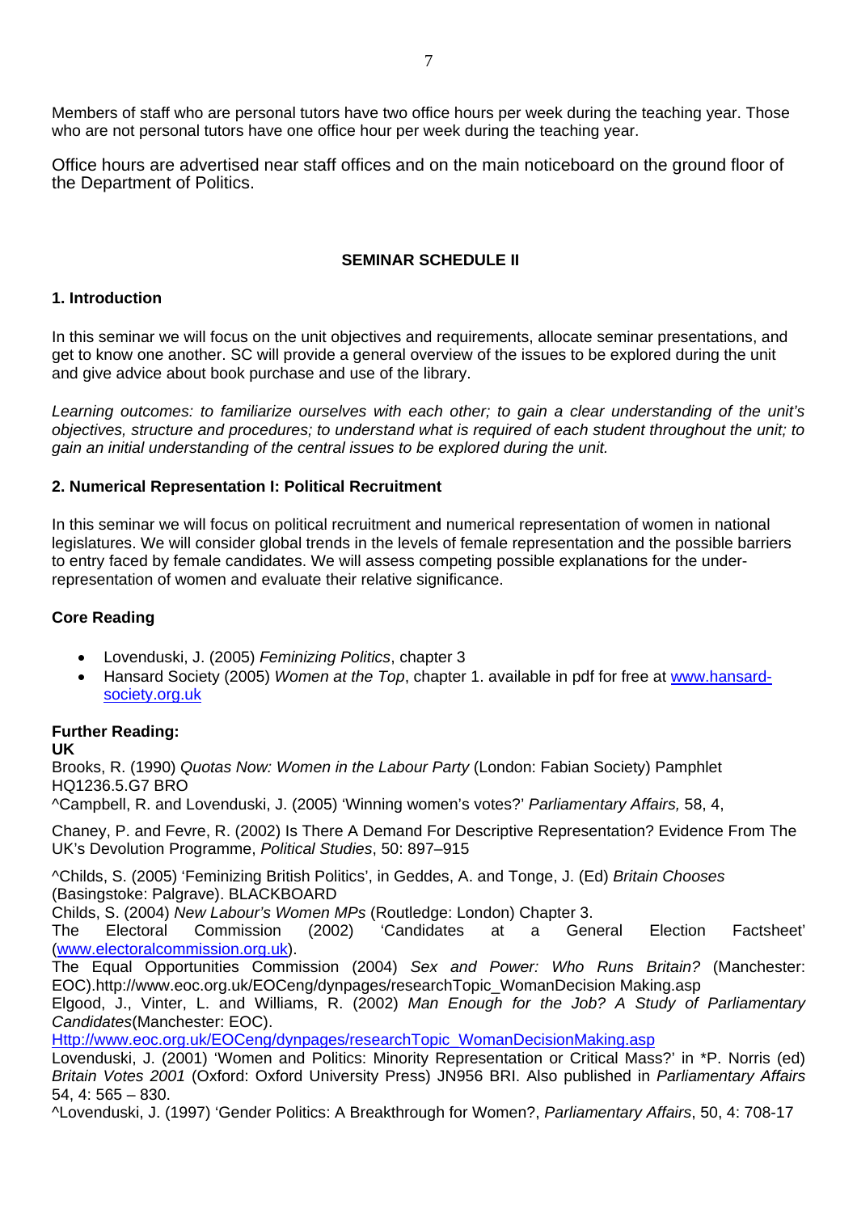Members of staff who are personal tutors have two office hours per week during the teaching year. Those who are not personal tutors have one office hour per week during the teaching year.

Office hours are advertised near staff offices and on the main noticeboard on the ground floor of the Department of Politics.

## SEMINAR SCHEDULE II

### 1. Introduction

In this seminar we will focus on the unit objectives and requirements, allocate seminar presentations, and get to know one another. SC will provide a general overview of the issues to be explored during the unit and give advice about book purchase and use of the library.

*Learning outcomes: to familiarize ourselves with each other; to gain a clear understanding of the unit's objectives, structure and procedures; to understand what is required of each student throughout the unit; to gain an initial understanding of the central issues to be explored during the unit.*

### 2. Numerical Representation I: Political Recruitment

In this seminar we will focus on political recruitment and numerical representation of women in national legislatures. We will consider global trends in the levels of female representation and the possible barriers to entry faced by female candidates. We will assess competing possible explanations for the under-representation of women and evaluate their relative significance.

**Core Reading**

- Lovenduski, J. (2005) *Feminizing Politics*, chapter 3
- Hansard Society (2005) *Women at the Top*, chapter 1. available in pdf for free at [www.hansard-society.org.uk](www.hansard-society.org.uk)

**Further Reading:**
**UK**

Brooks, R. (1990) *Quotas Now: Women in the Labour Party* (London: Fabian Society) Pamphlet HQ1236.5.G7 BRO
^Campbell, R. and Lovenduski, J. (2005) 'Winning women's votes?' *Parliamentary Affairs,* 58, 4,

Chaney, P. and Fevre, R. (2002) Is There A Demand For Descriptive Representation? Evidence From The UK's Devolution Programme, *Political Studies*, 50: 897–915

^Childs, S. (2005) 'Feminizing British Politics', in Geddes, A. and Tonge, J. (Ed) *Britain Chooses* (Basingstoke: Palgrave). BLACKBOARD
Childs, S. (2004) *New Labour's Women MPs* (Routledge: London) Chapter 3.
The Electoral Commission (2002) 'Candidates at a General Election Factsheet' ([www.electoralcommission.org.uk](www.electoralcommission.org.uk)).
The Equal Opportunities Commission (2004) *Sex and Power: Who Runs Britain?* (Manchester: EOC).http://www.eoc.org.uk/EOCeng/dynpages/researchTopic_WomanDecision Making.asp
Elgood, J., Vinter, L. and Williams, R. (2002) *Man Enough for the Job? A Study of Parliamentary Candidates*(Manchester: EOC).
[Http://www.eoc.org.uk/EOCeng/dynpages/researchTopic_WomanDecisionMaking.asp](Http://www.eoc.org.uk/EOCeng/dynpages/researchTopic_WomanDecisionMaking.asp)
Lovenduski, J. (2001) 'Women and Politics: Minority Representation or Critical Mass?' in *P. Norris (ed) *Britain Votes 2001* (Oxford: Oxford University Press) JN956 BRI. Also published in *Parliamentary Affairs* 54, 4: 565 – 830.
^Lovenduski, J. (1997) 'Gender Politics: A Breakthrough for Women?, *Parliamentary Affairs*, 50, 4: 708-17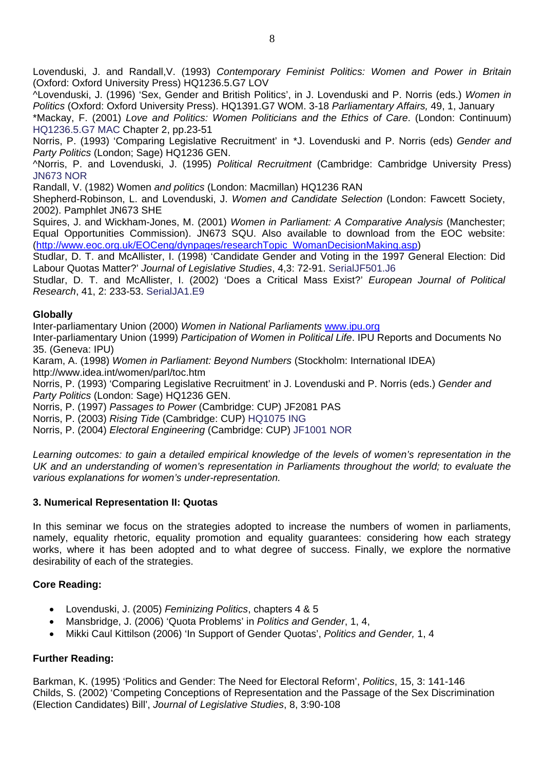Lovenduski, J. and Randall,V. (1993) *Contemporary Feminist Politics: Women and Power in Britain* (Oxford: Oxford University Press) HQ1236.5.G7 LOV

^Lovenduski, J. (1996) 'Sex, Gender and British Politics', in J. Lovenduski and P. Norris (eds.) *Women in Politics* (Oxford: Oxford University Press). HQ1391.G7 WOM. 3-18 *Parliamentary Affairs,* 49, 1, January

*Mackay, F. (2001) *Love and Politics: Women Politicians and the Ethics of Care*. (London: Continuum) HQ1236.5.G7 MAC Chapter 2, pp.23-51

Norris, P. (1993) 'Comparing Legislative Recruitment' in *J. Lovenduski and P. Norris (eds) *Gender and Party Politics* (London; Sage) HQ1236 GEN.

^Norris, P. and Lovenduski, J. (1995) *Political Recruitment* (Cambridge: Cambridge University Press) JN673 NOR

Randall, V. (1982) Women *and politics* (London: Macmillan) HQ1236 RAN

Shepherd-Robinson, L. and Lovenduski, J. *Women and Candidate Selection* (London: Fawcett Society, 2002). Pamphlet JN673 SHE

Squires, J. and Wickham-Jones, M. (2001) *Women in Parliament: A Comparative Analysis* (Manchester; Equal Opportunities Commission). JN673 SQU. Also available to download from the EOC website: (http://www.eoc.org.uk/EOCeng/dynpages/researchTopic_WomanDecisionMaking.asp)

Studlar, D. T. and McAllister, I. (1998) 'Candidate Gender and Voting in the 1997 General Election: Did Labour Quotas Matter?' *Journal of Legislative Studies*, 4,3: 72-91. SerialJF501.J6

Studlar, D. T. and McAllister, I. (2002) 'Does a Critical Mass Exist?' *European Journal of Political Research*, 41, 2: 233-53. SerialJA1.E9

**Globally**

Inter-parliamentary Union (2000) *Women in National Parliaments* www.ipu.org

Inter-parliamentary Union (1999) *Participation of Women in Political Life*. IPU Reports and Documents No 35. (Geneva: IPU)

Karam, A. (1998) *Women in Parliament: Beyond Numbers* (Stockholm: International IDEA) http://www.idea.int/women/parl/toc.htm

Norris, P. (1993) 'Comparing Legislative Recruitment' in J. Lovenduski and P. Norris (eds.) *Gender and Party Politics* (London: Sage) HQ1236 GEN.

Norris, P. (1997) *Passages to Power* (Cambridge: CUP) JF2081 PAS

Norris, P. (2003) *Rising Tide* (Cambridge: CUP) HQ1075 ING

Norris, P. (2004) *Electoral Engineering* (Cambridge: CUP) JF1001 NOR

*Learning outcomes: to gain a detailed empirical knowledge of the levels of women's representation in the UK and an understanding of women's representation in Parliaments throughout the world; to evaluate the various explanations for women's under-representation.*

### 3. Numerical Representation II: Quotas

In this seminar we focus on the strategies adopted to increase the numbers of women in parliaments, namely, equality rhetoric, equality promotion and equality guarantees: considering how each strategy works, where it has been adopted and to what degree of success. Finally, we explore the normative desirability of each of the strategies.

**Core Reading:**

- Lovenduski, J. (2005) *Feminizing Politics*, chapters 4 & 5
- Mansbridge, J. (2006) 'Quota Problems' in *Politics and Gender*, 1, 4,
- Mikki Caul Kittilson (2006) 'In Support of Gender Quotas', *Politics and Gender,* 1, 4

**Further Reading:**

Barkman, K. (1995) 'Politics and Gender: The Need for Electoral Reform', *Politics*, 15, 3: 141-146

Childs, S. (2002) 'Competing Conceptions of Representation and the Passage of the Sex Discrimination (Election Candidates) Bill', *Journal of Legislative Studies*, 8, 3:90-108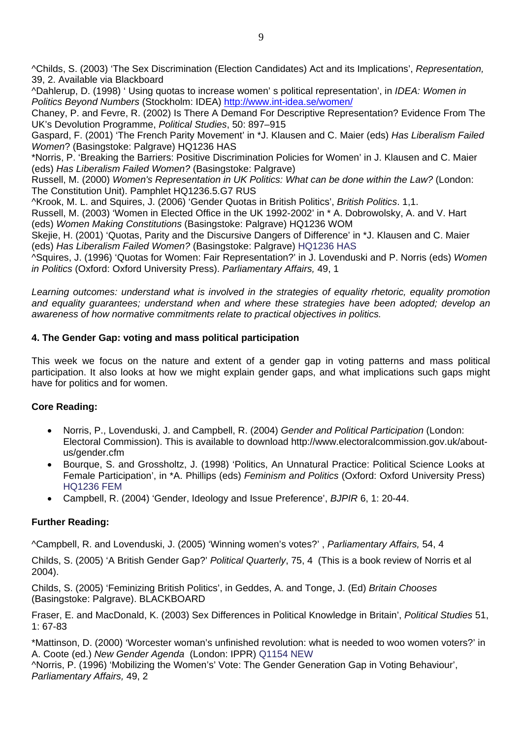^Childs, S. (2003) 'The Sex Discrimination (Election Candidates) Act and its Implications', *Representation,* 39, 2. Available via Blackboard

^Dahlerup, D. (1998) ' Using quotas to increase women' s political representation', in *IDEA: Women in Politics Beyond Numbers* (Stockholm: IDEA) http://www.int-idea.se/women/

Chaney, P. and Fevre, R. (2002) Is There A Demand For Descriptive Representation? Evidence From The UK's Devolution Programme, *Political Studies*, 50: 897–915

Gaspard, F. (2001) 'The French Parity Movement' in *J. Klausen and C. Maier (eds) *Has Liberalism Failed Women*? (Basingstoke: Palgrave) HQ1236 HAS

*Norris, P. 'Breaking the Barriers: Positive Discrimination Policies for Women' in J. Klausen and C. Maier (eds) *Has Liberalism Failed Women?* (Basingstoke: Palgrave)

Russell, M. (2000) *Women's Representation in UK Politics: What can be done within the Law?* (London: The Constitution Unit). Pamphlet HQ1236.5.G7 RUS

^Krook, M. L. and Squires, J. (2006) 'Gender Quotas in British Politics', *British Politics*. 1,1.

Russell, M. (2003) 'Women in Elected Office in the UK 1992-2002' in * A. Dobrowolsky, A. and V. Hart (eds) *Women Making Constitutions* (Basingstoke: Palgrave) HQ1236 WOM

Skejie, H. (2001) 'Quotas, Parity and the Discursive Dangers of Difference' in *J. Klausen and C. Maier (eds) *Has Liberalism Failed Women?* (Basingstoke: Palgrave) HQ1236 HAS

^Squires, J. (1996) 'Quotas for Women: Fair Representation?' in J. Lovenduski and P. Norris (eds) *Women in Politics* (Oxford: Oxford University Press). *Parliamentary Affairs,* 49, 1

*Learning outcomes: understand what is involved in the strategies of equality rhetoric, equality promotion and equality guarantees; understand when and where these strategies have been adopted; develop an awareness of how normative commitments relate to practical objectives in politics.*

### 4. The Gender Gap: voting and mass political participation

This week we focus on the nature and extent of a gender gap in voting patterns and mass political participation. It also looks at how we might explain gender gaps, and what implications such gaps might have for politics and for women.

**Core Reading:**

- Norris, P., Lovenduski, J. and Campbell, R. (2004) *Gender and Political Participation* (London: Electoral Commission). This is available to download http://www.electoralcommission.gov.uk/about-us/gender.cfm
- Bourque, S. and Grossholtz, J. (1998) 'Politics, An Unnatural Practice: Political Science Looks at Female Participation', in *A. Phillips (eds) *Feminism and Politics* (Oxford: Oxford University Press) HQ1236 FEM
- Campbell, R. (2004) 'Gender, Ideology and Issue Preference', *BJPIR* 6, 1: 20-44.

**Further Reading:**

^Campbell, R. and Lovenduski, J. (2005) 'Winning women's votes?' , *Parliamentary Affairs,* 54, 4

Childs, S. (2005) 'A British Gender Gap?' *Political Quarterly*, 75, 4 (This is a book review of Norris et al 2004).

Childs, S. (2005) 'Feminizing British Politics', in Geddes, A. and Tonge, J. (Ed) *Britain Chooses* (Basingstoke: Palgrave). BLACKBOARD

Fraser, E. and MacDonald, K. (2003) Sex Differences in Political Knowledge in Britain', *Political Studies* 51, 1: 67-83

*Mattinson, D. (2000) 'Worcester woman's unfinished revolution: what is needed to woo women voters?' in A. Coote (ed.) *New Gender Agenda* (London: IPPR) Q1154 NEW

^Norris, P. (1996) 'Mobilizing the Women's' Vote: The Gender Generation Gap in Voting Behaviour', *Parliamentary Affairs,* 49, 2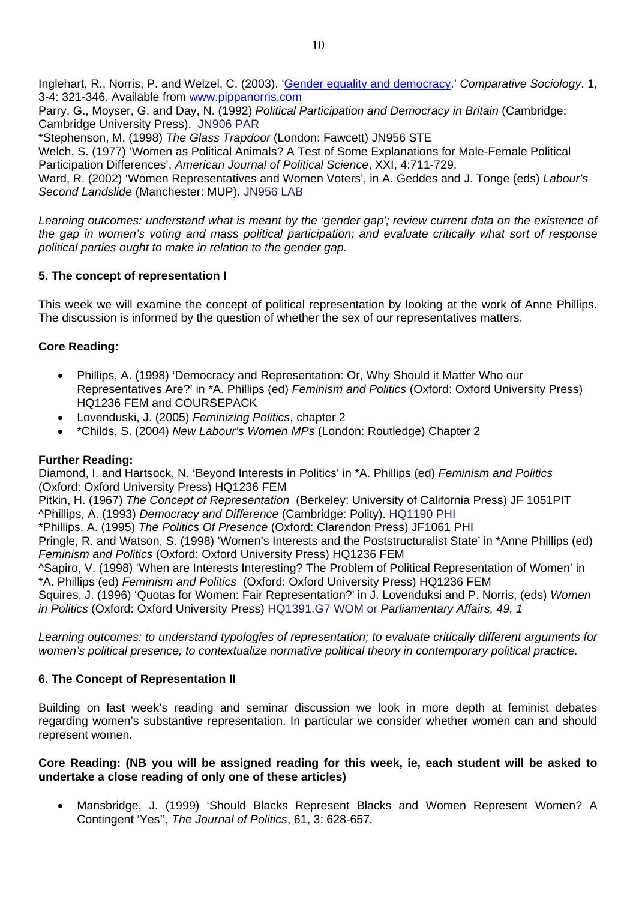Inglehart, R., Norris, P. and Welzel, C. (2003). '[Gender equality and democracy](Gender equality and democracy).' *Comparative Sociology*. 1, 3-4: 321-346. Available from [www.pippanorris.com](www.pippanorris.com)
Parry, G., Moyser, G. and Day, N. (1992) *Political Participation and Democracy in Britain* (Cambridge: Cambridge University Press). JN906 PAR
*Stephenson, M. (1998) *The Glass Trapdoor* (London: Fawcett) JN956 STE
Welch, S. (1977) 'Women as Political Animals? A Test of Some Explanations for Male-Female Political Participation Differences', *American Journal of Political Science*, XXI, 4:711-729.
Ward, R. (2002) 'Women Representatives and Women Voters', in A. Geddes and J. Tonge (eds) *Labour's Second Landslide* (Manchester: MUP). JN956 LAB

*Learning outcomes: understand what is meant by the 'gender gap'; review current data on the existence of the gap in women's voting and mass political participation; and evaluate critically what sort of response political parties ought to make in relation to the gender gap.*

**5. The concept of representation I**

This week we will examine the concept of political representation by looking at the work of Anne Phillips. The discussion is informed by the question of whether the sex of our representatives matters.

**Core Reading:**

- Phillips, A. (1998) 'Democracy and Representation: Or, Why Should it Matter Who our Representatives Are?' in *A. Phillips (ed) *Feminism and Politics* (Oxford: Oxford University Press) HQ1236 FEM and COURSEPACK
- Lovenduski, J. (2005) *Feminizing Politics*, chapter 2
- *Childs, S. (2004) *New Labour's Women MPs* (London: Routledge) Chapter 2

**Further Reading:**
Diamond, I. and Hartsock, N. 'Beyond Interests in Politics' in *A. Phillips (ed) *Feminism and Politics* (Oxford: Oxford University Press) HQ1236 FEM
Pitkin, H. (1967) *The Concept of Representation* (Berkeley: University of California Press) JF 1051PIT
^Phillips, A. (1993) *Democracy and Difference* (Cambridge: Polity). HQ1190 PHI
*Phillips, A. (1995) *The Politics Of Presence* (Oxford: Clarendon Press) JF1061 PHI
Pringle, R. and Watson, S. (1998) 'Women's Interests and the Poststructuralist State' in *Anne Phillips (ed) *Feminism and Politics* (Oxford: Oxford University Press) HQ1236 FEM
^Sapiro, V. (1998) 'When are Interests Interesting? The Problem of Political Representation of Women' in *A. Phillips (ed) *Feminism and Politics* (Oxford: Oxford University Press) HQ1236 FEM
Squires, J. (1996) 'Quotas for Women: Fair Representation?' in J. Lovenduksi and P. Norris, (eds) *Women in Politics* (Oxford: Oxford University Press) HQ1391.G7 WOM or *Parliamentary Affairs, 49, 1*

*Learning outcomes: to understand typologies of representation; to evaluate critically different arguments for women's political presence; to contextualize normative political theory in contemporary political practice.*

**6. The Concept of Representation II**

Building on last week's reading and seminar discussion we look in more depth at feminist debates regarding women's substantive representation. In particular we consider whether women can and should represent women.

**Core Reading: (NB you will be assigned reading for this week, ie, each student will be asked to undertake a close reading of only one of these articles)**

- Mansbridge, J. (1999) 'Should Blacks Represent Blacks and Women Represent Women? A Contingent 'Yes'', *The Journal of Politics*, 61, 3: 628-657.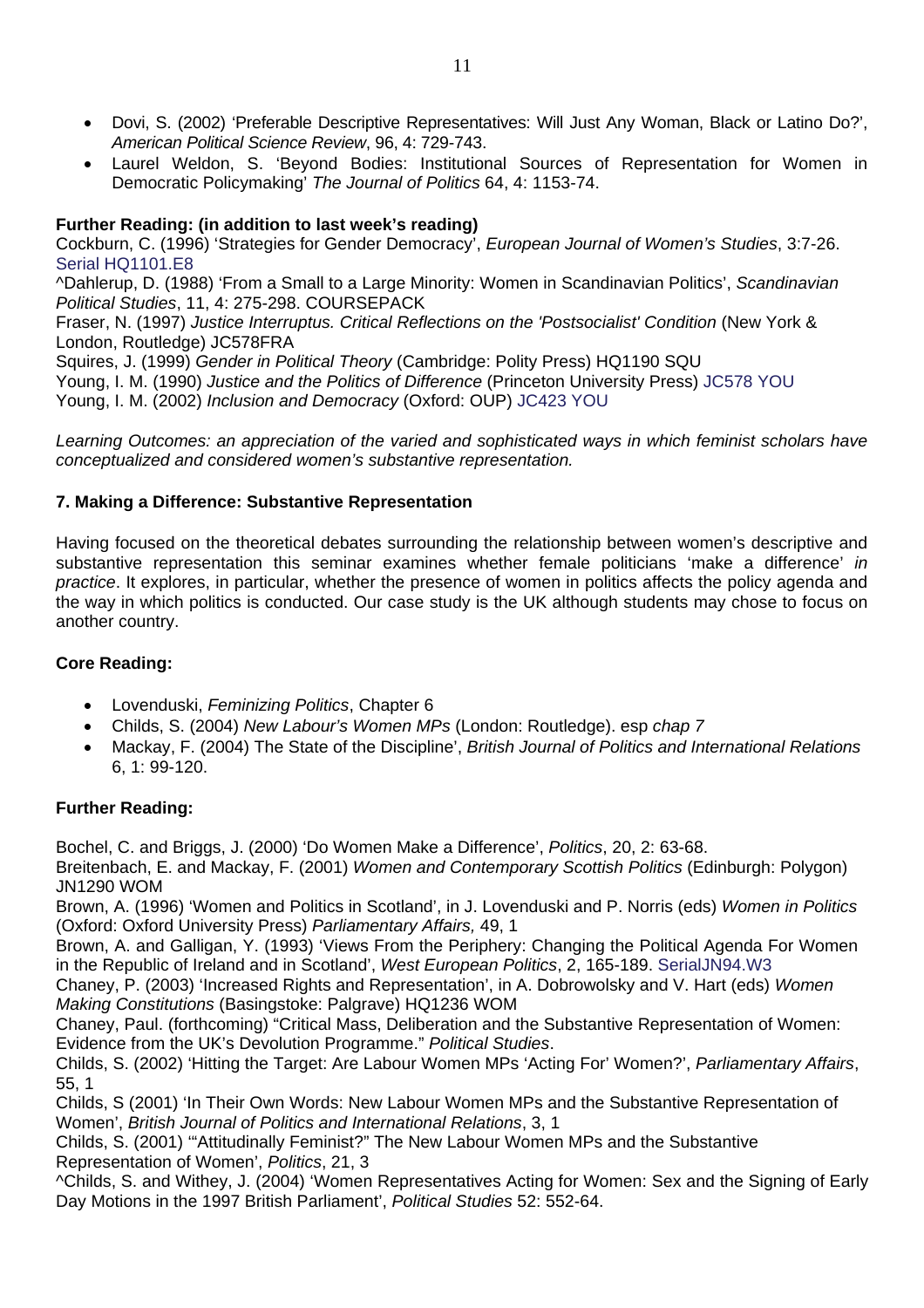- Dovi, S. (2002) 'Preferable Descriptive Representatives: Will Just Any Woman, Black or Latino Do?', *American Political Science Review*, 96, 4: 729-743.
- Laurel Weldon, S. 'Beyond Bodies: Institutional Sources of Representation for Women in Democratic Policymaking' *The Journal of Politics* 64, 4: 1153-74.

**Further Reading: (in addition to last week's reading)**

Cockburn, C. (1996) 'Strategies for Gender Democracy', *European Journal of Women's Studies*, 3:7-26. Serial HQ1101.E8
^Dahlerup, D. (1988) 'From a Small to a Large Minority: Women in Scandinavian Politics', *Scandinavian Political Studies*, 11, 4: 275-298. COURSEPACK
Fraser, N. (1997) *Justice Interruptus. Critical Reflections on the 'Postsocialist' Condition* (New York & London, Routledge) JC578FRA
Squires, J. (1999) *Gender in Political Theory* (Cambridge: Polity Press) HQ1190 SQU
Young, I. M. (1990) *Justice and the Politics of Difference* (Princeton University Press) JC578 YOU
Young, I. M. (2002) *Inclusion and Democracy* (Oxford: OUP) JC423 YOU

*Learning Outcomes: an appreciation of the varied and sophisticated ways in which feminist scholars have conceptualized and considered women's substantive representation.*

### 7. Making a Difference: Substantive Representation

Having focused on the theoretical debates surrounding the relationship between women's descriptive and substantive representation this seminar examines whether female politicians 'make a difference' *in practice*. It explores, in particular, whether the presence of women in politics affects the policy agenda and the way in which politics is conducted. Our case study is the UK although students may chose to focus on another country.

**Core Reading:**

- Lovenduski, *Feminizing Politics*, Chapter 6
- Childs, S. (2004) *New Labour's Women MPs* (London: Routledge). esp *chap 7*
- Mackay, F. (2004) The State of the Discipline', *British Journal of Politics and International Relations* 6, 1: 99-120.

**Further Reading:**

Bochel, C. and Briggs, J. (2000) 'Do Women Make a Difference', *Politics*, 20, 2: 63-68.
Breitenbach, E. and Mackay, F. (2001) *Women and Contemporary Scottish Politics* (Edinburgh: Polygon) JN1290 WOM
Brown, A. (1996) 'Women and Politics in Scotland', in J. Lovenduski and P. Norris (eds) *Women in Politics* (Oxford: Oxford University Press) *Parliamentary Affairs,* 49, 1
Brown, A. and Galligan, Y. (1993) 'Views From the Periphery: Changing the Political Agenda For Women in the Republic of Ireland and in Scotland', *West European Politics*, 2, 165-189. SerialJN94.W3
Chaney, P. (2003) 'Increased Rights and Representation', in A. Dobrowolsky and V. Hart (eds) *Women Making Constitutions* (Basingstoke: Palgrave) HQ1236 WOM
Chaney, Paul. (forthcoming) "Critical Mass, Deliberation and the Substantive Representation of Women: Evidence from the UK's Devolution Programme." *Political Studies*.
Childs, S. (2002) 'Hitting the Target: Are Labour Women MPs 'Acting For' Women?', *Parliamentary Affairs*, 55, 1
Childs, S (2001) 'In Their Own Words: New Labour Women MPs and the Substantive Representation of Women', *British Journal of Politics and International Relations*, 3, 1
Childs, S. (2001) '"Attitudinally Feminist?" The New Labour Women MPs and the Substantive Representation of Women', *Politics*, 21, 3
^Childs, S. and Withey, J. (2004) 'Women Representatives Acting for Women: Sex and the Signing of Early Day Motions in the 1997 British Parliament', *Political Studies* 52: 552-64.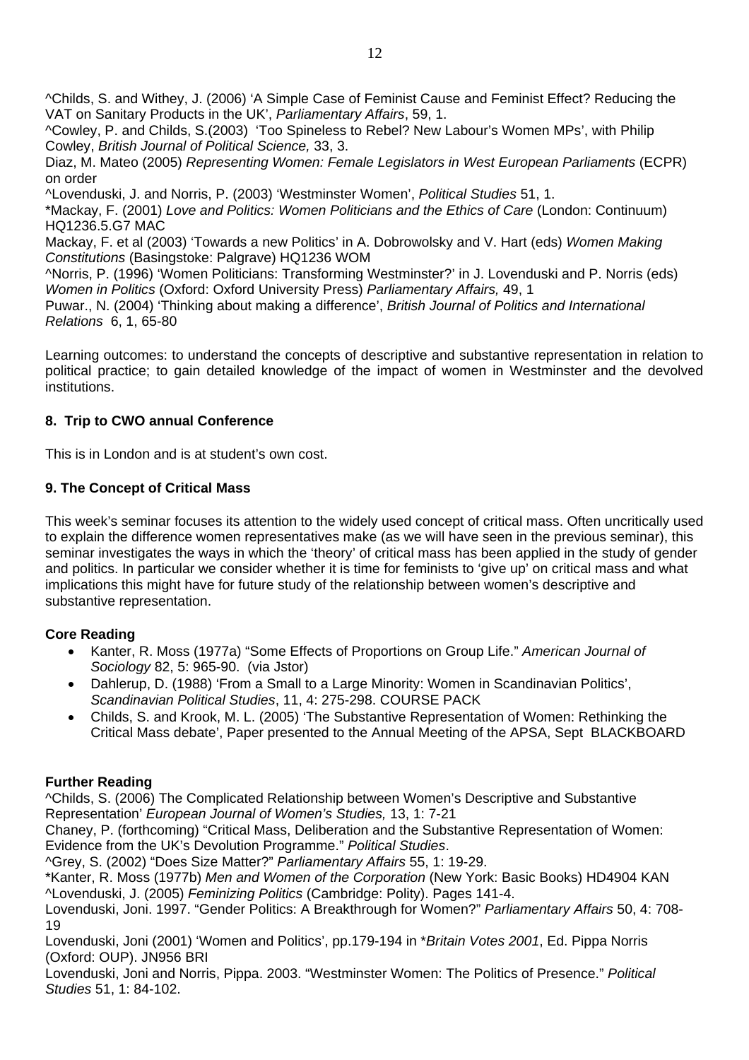^Childs, S. and Withey, J. (2006) 'A Simple Case of Feminist Cause and Feminist Effect? Reducing the VAT on Sanitary Products in the UK', *Parliamentary Affairs*, 59, 1.
^Cowley, P. and Childs, S.(2003) 'Too Spineless to Rebel? New Labour's Women MPs', with Philip Cowley, *British Journal of Political Science,* 33, 3.
Diaz, M. Mateo (2005) *Representing Women: Female Legislators in West European Parliaments* (ECPR) on order
^Lovenduski, J. and Norris, P. (2003) 'Westminster Women', *Political Studies* 51, 1.
*Mackay, F. (2001) *Love and Politics: Women Politicians and the Ethics of Care* (London: Continuum) HQ1236.5.G7 MAC
Mackay, F. et al (2003) 'Towards a new Politics' in A. Dobrowolsky and V. Hart (eds) *Women Making Constitutions* (Basingstoke: Palgrave) HQ1236 WOM
^Norris, P. (1996) 'Women Politicians: Transforming Westminster?' in J. Lovenduski and P. Norris (eds) *Women in Politics* (Oxford: Oxford University Press) *Parliamentary Affairs,* 49, 1
Puwar., N. (2004) 'Thinking about making a difference', *British Journal of Politics and International Relations* 6, 1, 65-80

Learning outcomes: to understand the concepts of descriptive and substantive representation in relation to political practice; to gain detailed knowledge of the impact of women in Westminster and the devolved institutions.

### 8. Trip to CWO annual Conference

This is in London and is at student's own cost.

### 9. The Concept of Critical Mass

This week's seminar focuses its attention to the widely used concept of critical mass. Often uncritically used to explain the difference women representatives make (as we will have seen in the previous seminar), this seminar investigates the ways in which the 'theory' of critical mass has been applied in the study of gender and politics. In particular we consider whether it is time for feminists to 'give up' on critical mass and what implications this might have for future study of the relationship between women's descriptive and substantive representation.

**Core Reading**

- Kanter, R. Moss (1977a) "Some Effects of Proportions on Group Life." *American Journal of Sociology* 82, 5: 965-90. (via Jstor)
- Dahlerup, D. (1988) 'From a Small to a Large Minority: Women in Scandinavian Politics', *Scandinavian Political Studies*, 11, 4: 275-298. COURSE PACK
- Childs, S. and Krook, M. L. (2005) 'The Substantive Representation of Women: Rethinking the Critical Mass debate', Paper presented to the Annual Meeting of the APSA, Sept BLACKBOARD

**Further Reading**

^Childs, S. (2006) The Complicated Relationship between Women's Descriptive and Substantive Representation' *European Journal of Women's Studies,* 13, 1: 7-21
Chaney, P. (forthcoming) "Critical Mass, Deliberation and the Substantive Representation of Women: Evidence from the UK's Devolution Programme." *Political Studies*.
^Grey, S. (2002) "Does Size Matter?" *Parliamentary Affairs* 55, 1: 19-29.
*Kanter, R. Moss (1977b) *Men and Women of the Corporation* (New York: Basic Books) HD4904 KAN
^Lovenduski, J. (2005) *Feminizing Politics* (Cambridge: Polity). Pages 141-4.
Lovenduski, Joni. 1997. "Gender Politics: A Breakthrough for Women?" *Parliamentary Affairs* 50, 4: 708-19
Lovenduski, Joni (2001) 'Women and Politics', pp.179-194 in **Britain Votes 2001*, Ed. Pippa Norris (Oxford: OUP). JN956 BRI
Lovenduski, Joni and Norris, Pippa. 2003. "Westminster Women: The Politics of Presence." *Political Studies* 51, 1: 84-102.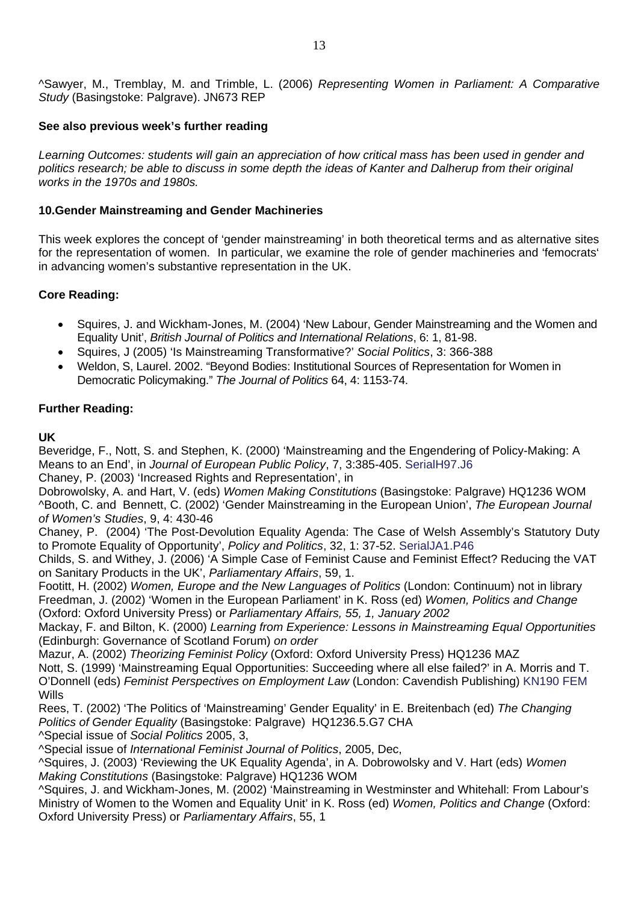^Sawyer, M., Tremblay, M. and Trimble, L. (2006) *Representing Women in Parliament: A Comparative Study* (Basingstoke: Palgrave). JN673 REP

**See also previous week's further reading**

*Learning Outcomes: students will gain an appreciation of how critical mass has been used in gender and politics research; be able to discuss in some depth the ideas of Kanter and Dalherup from their original works in the 1970s and 1980s.*

## 10.Gender Mainstreaming and Gender Machineries

This week explores the concept of 'gender mainstreaming' in both theoretical terms and as alternative sites for the representation of women. In particular, we examine the role of gender machineries and 'femocrats' in advancing women's substantive representation in the UK.

### Core Reading:

- Squires, J. and Wickham-Jones, M. (2004) 'New Labour, Gender Mainstreaming and the Women and Equality Unit', *British Journal of Politics and International Relations*, 6: 1, 81-98.
- Squires, J (2005) 'Is Mainstreaming Transformative?' *Social Politics*, 3: 366-388
- Weldon, S, Laurel. 2002. "Beyond Bodies: Institutional Sources of Representation for Women in Democratic Policymaking." *The Journal of Politics* 64, 4: 1153-74.

### Further Reading:

**UK**

Beveridge, F., Nott, S. and Stephen, K. (2000) 'Mainstreaming and the Engendering of Policy-Making: A Means to an End', in *Journal of European Public Policy*, 7, 3:385-405. SerialH97.J6

Chaney, P. (2003) 'Increased Rights and Representation', in

Dobrowolsky, A. and Hart, V. (eds) *Women Making Constitutions* (Basingstoke: Palgrave) HQ1236 WOM

^Booth, C. and Bennett, C. (2002) 'Gender Mainstreaming in the European Union', *The European Journal of Women's Studies*, 9, 4: 430-46

Chaney, P. (2004) 'The Post-Devolution Equality Agenda: The Case of Welsh Assembly's Statutory Duty to Promote Equality of Opportunity', *Policy and Politics*, 32, 1: 37-52. SerialJA1.P46

Childs, S. and Withey, J. (2006) 'A Simple Case of Feminist Cause and Feminist Effect? Reducing the VAT on Sanitary Products in the UK', *Parliamentary Affairs*, 59, 1.

Footitt, H. (2002) *Women, Europe and the New Languages of Politics* (London: Continuum) not in library

Freedman, J. (2002) 'Women in the European Parliament' in K. Ross (ed) *Women, Politics and Change* (Oxford: Oxford University Press) or *Parliamentary Affairs, 55, 1, January 2002*

Mackay, F. and Bilton, K. (2000) *Learning from Experience: Lessons in Mainstreaming Equal Opportunities* (Edinburgh: Governance of Scotland Forum) *on order*

Mazur, A. (2002) *Theorizing Feminist Policy* (Oxford: Oxford University Press) HQ1236 MAZ

Nott, S. (1999) 'Mainstreaming Equal Opportunities: Succeeding where all else failed?' in A. Morris and T. O'Donnell (eds) *Feminist Perspectives on Employment Law* (London: Cavendish Publishing) KN190 FEM Wills

Rees, T. (2002) 'The Politics of 'Mainstreaming' Gender Equality' in E. Breitenbach (ed) *The Changing Politics of Gender Equality* (Basingstoke: Palgrave) HQ1236.5.G7 CHA

^Special issue of *Social Politics* 2005, 3,

^Special issue of *International Feminist Journal of Politics*, 2005, Dec,

^Squires, J. (2003) 'Reviewing the UK Equality Agenda', in A. Dobrowolsky and V. Hart (eds) *Women Making Constitutions* (Basingstoke: Palgrave) HQ1236 WOM

^Squires, J. and Wickham-Jones, M. (2002) 'Mainstreaming in Westminster and Whitehall: From Labour's Ministry of Women to the Women and Equality Unit' in K. Ross (ed) *Women, Politics and Change* (Oxford: Oxford University Press) or *Parliamentary Affairs*, 55, 1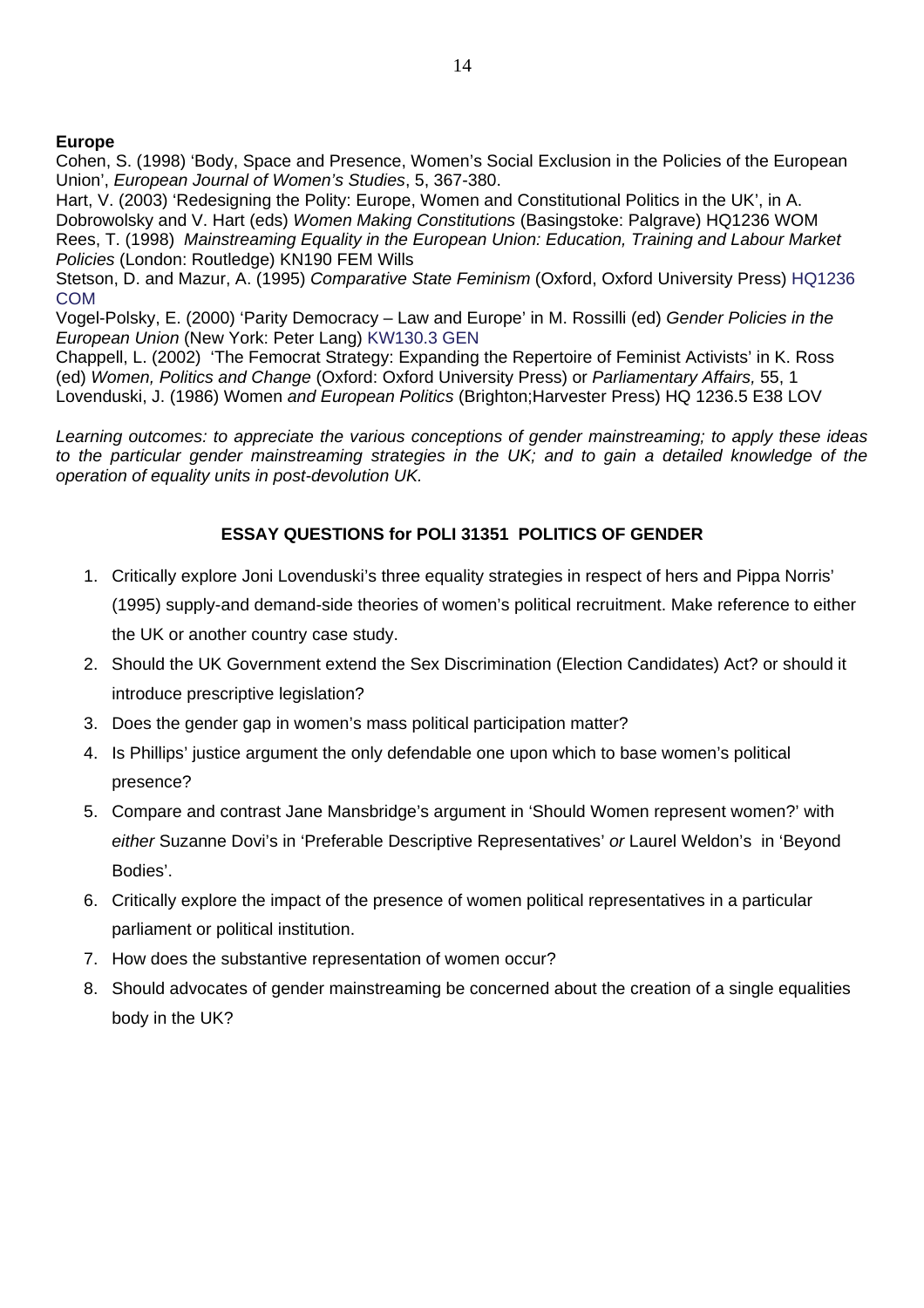**Europe**

Cohen, S. (1998) 'Body, Space and Presence, Women's Social Exclusion in the Policies of the European Union', *European Journal of Women's Studies*, 5, 367-380.

Hart, V. (2003) 'Redesigning the Polity: Europe, Women and Constitutional Politics in the UK', in A. Dobrowolsky and V. Hart (eds) *Women Making Constitutions* (Basingstoke: Palgrave) HQ1236 WOM

Rees, T. (1998) *Mainstreaming Equality in the European Union: Education, Training and Labour Market Policies* (London: Routledge) KN190 FEM Wills

Stetson, D. and Mazur, A. (1995) *Comparative State Feminism* (Oxford, Oxford University Press) HQ1236 COM

Vogel-Polsky, E. (2000) 'Parity Democracy – Law and Europe' in M. Rossilli (ed) *Gender Policies in the European Union* (New York: Peter Lang) KW130.3 GEN

Chappell, L. (2002) 'The Femocrat Strategy: Expanding the Repertoire of Feminist Activists' in K. Ross (ed) *Women, Politics and Change* (Oxford: Oxford University Press) or *Parliamentary Affairs,* 55, 1

Lovenduski, J. (1986) Women *and European Politics* (Brighton;Harvester Press) HQ 1236.5 E38 LOV

*Learning outcomes: to appreciate the various conceptions of gender mainstreaming; to apply these ideas to the particular gender mainstreaming strategies in the UK; and to gain a detailed knowledge of the operation of equality units in post-devolution UK.*

## ESSAY QUESTIONS for POLI 31351 POLITICS OF GENDER

1. Critically explore Joni Lovenduski's three equality strategies in respect of hers and Pippa Norris' (1995) supply-and demand-side theories of women's political recruitment. Make reference to either the UK or another country case study.
2. Should the UK Government extend the Sex Discrimination (Election Candidates) Act? or should it introduce prescriptive legislation?
3. Does the gender gap in women's mass political participation matter?
4. Is Phillips' justice argument the only defendable one upon which to base women's political presence?
5. Compare and contrast Jane Mansbridge's argument in 'Should Women represent women?' with *either* Suzanne Dovi's in 'Preferable Descriptive Representatives' *or* Laurel Weldon's in 'Beyond Bodies'.
6. Critically explore the impact of the presence of women political representatives in a particular parliament or political institution.
7. How does the substantive representation of women occur?
8. Should advocates of gender mainstreaming be concerned about the creation of a single equalities body in the UK?